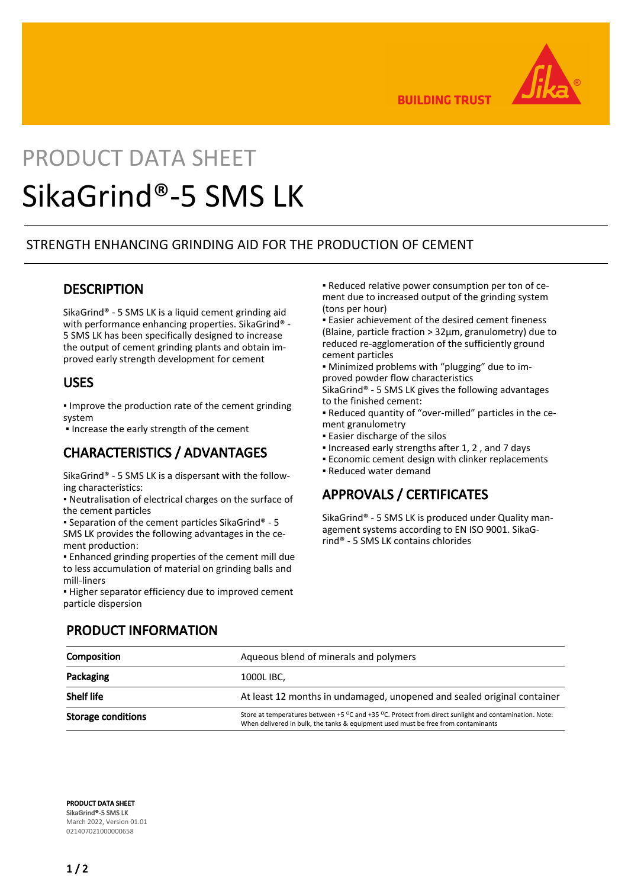# PRODUCT DATA SHEET

# SikaGrind®-5 SMS LK

## STRENGTH ENHANCING GRINDING AID FOR THE PRODUCTION OF CEMENT

## DESCRIPTION

SikaGrind® - 5 SMS LK is a liquid cement grinding aid with performance enhancing properties. SikaGrind® - 5 SMS LK has been specifically designed to increase the output of cement grinding plants and obtain improved early strength development for cement

## USES

- Improve the production rate of the cement grinding system
- Increase the early strength of the cement

## CHARACTERISTICS / ADVANTAGES

SikaGrind® - 5 SMS LK is a dispersant with the following characteristics:

- Neutralisation of electrical charges on the surface of the cement particles
- Separation of the cement particles SikaGrind® - 5 SMS LK provides the following advantages in the cement production:
- Enhanced grinding properties of the cement mill due to less accumulation of material on grinding balls and mill-liners
- Higher separator efficiency due to improved cement particle dispersion
- Reduced relative power consumption per ton of cement due to increased output of the grinding system (tons per hour)
- Easier achievement of the desired cement fineness (Blaine, particle fraction > 32µm, granulometry) due to reduced re-agglomeration of the sufficiently ground cement particles
- Minimized problems with "plugging" due to improved powder flow characteristics

SikaGrind® - 5 SMS LK gives the following advantages to the finished cement:

- Reduced quantity of "over-milled" particles in the cement granulometry
- Easier discharge of the silos
- Increased early strengths after 1, 2 , and 7 days
- Economic cement design with clinker replacements
- Reduced water demand

## APPROVALS / CERTIFICATES

SikaGrind® - 5 SMS LK is produced under Quality management systems according to EN ISO 9001. SikaGrind® - 5 SMS LK contains chlorides

## PRODUCT INFORMATION

| | |
|---|---|
| **Composition** | Aqueous blend of minerals and polymers |
| **Packaging** | 1000L IBC, |
| **Shelf life** | At least 12 months in undamaged, unopened and sealed original container |
| **Storage conditions** | Store at temperatures between +5 °C and +35 °C. Protect from direct sunlight and contamination. Note: When delivered in bulk, the tanks & equipment used must be free from contaminants |

**PRODUCT DATA SHEET**
**SikaGrind®-5 SMS LK**
March 2022, Version 01.01
021407021000000658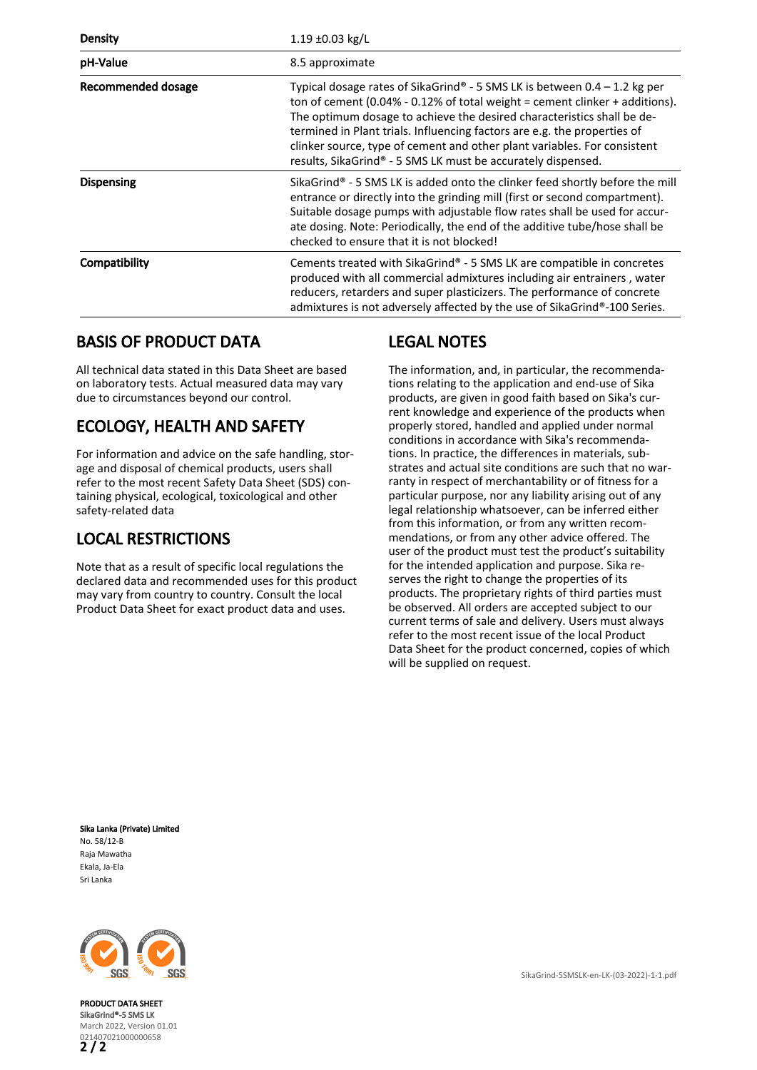| | |
|---|---|
| **Density** | 1.19 ±0.03 kg/L |
| **pH-Value** | 8.5 approximate |
| **Recommended dosage** | Typical dosage rates of SikaGrind® - 5 SMS LK is between 0.4 – 1.2 kg per ton of cement (0.04% - 0.12% of total weight = cement clinker + additions). The optimum dosage to achieve the desired characteristics shall be determined in Plant trials. Influencing factors are e.g. the properties of clinker source, type of cement and other plant variables. For consistent results, SikaGrind® - 5 SMS LK must be accurately dispensed. |
| **Dispensing** | SikaGrind® - 5 SMS LK is added onto the clinker feed shortly before the mill entrance or directly into the grinding mill (first or second compartment). Suitable dosage pumps with adjustable flow rates shall be used for accurate dosing. Note: Periodically, the end of the additive tube/hose shall be checked to ensure that it is not blocked! |
| **Compatibility** | Cements treated with SikaGrind® - 5 SMS LK are compatible in concretes produced with all commercial admixtures including air entrainers , water reducers, retarders and super plasticizers. The performance of concrete admixtures is not adversely affected by the use of SikaGrind®-100 Series. |

## BASIS OF PRODUCT DATA

All technical data stated in this Data Sheet are based on laboratory tests. Actual measured data may vary due to circumstances beyond our control.

## ECOLOGY, HEALTH AND SAFETY

For information and advice on the safe handling, storage and disposal of chemical products, users shall refer to the most recent Safety Data Sheet (SDS) containing physical, ecological, toxicological and other safety-related data

## LOCAL RESTRICTIONS

Note that as a result of specific local regulations the declared data and recommended uses for this product may vary from country to country. Consult the local Product Data Sheet for exact product data and uses.

## LEGAL NOTES

The information, and, in particular, the recommendations relating to the application and end-use of Sika products, are given in good faith based on Sika's current knowledge and experience of the products when properly stored, handled and applied under normal conditions in accordance with Sika's recommendations. In practice, the differences in materials, substrates and actual site conditions are such that no warranty in respect of merchantability or of fitness for a particular purpose, nor any liability arising out of any legal relationship whatsoever, can be inferred either from this information, or from any written recommendations, or from any other advice offered. The user of the product must test the product's suitability for the intended application and purpose. Sika reserves the right to change the properties of its products. The proprietary rights of third parties must be observed. All orders are accepted subject to our current terms of sale and delivery. Users must always refer to the most recent issue of the local Product Data Sheet for the product concerned, copies of which will be supplied on request.

**Sika Lanka (Private) Limited**
No. 58/12-B
Raja Mawatha
Ekala, Ja-Ela
Sri Lanka

**PRODUCT DATA SHEET**
**SikaGrind®-5 SMS LK**
March 2022, Version 01.01
021407021000000658

SikaGrind-5SMSLK-en-LK-(03-2022)-1-1.pdf